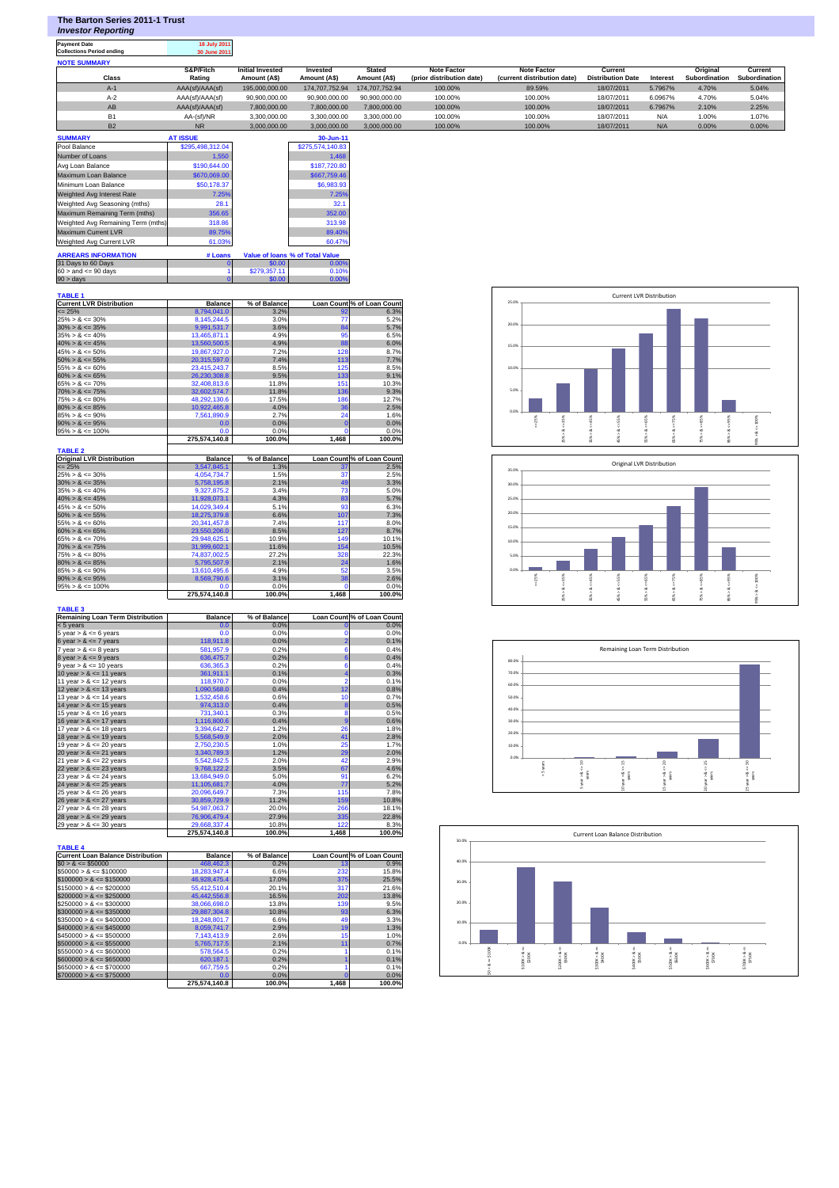# The Barton Series 2011-1 Trust

*Investor Reporting*

| Payment Date | 18 July 2011 |
| --- | --- |
| Collections Period ending | 30 June 2011 |

**NOTE SUMMARY**

| Class | S&P/Fitch Rating | Initial Invested Amount (A$) | Invested Amount (A$) | Stated Amount (A$) | Note Factor (prior distribution date) | Note Factor (current distribution date) | Current Distribution Date | Interest | Original Subordination | Current Subordination |
| --- | --- | --- | --- | --- | --- | --- | --- | --- | --- | --- |
| A-1 | AAA(sf)/AAA(sf) | 195,000,000.00 | 174,707,752.94 | 174,707,752.94 | 100.00% | 89.59% | 18/07/2011 | 5.7967% | 4.70% | 5.04% |
| A-2 | AAA(sf)/AAA(sf) | 90,900,000.00 | 90,900,000.00 | 90,900,000.00 | 100.00% | 100.00% | 18/07/2011 | 6.0967% | 4.70% | 5.04% |
| AB | AAA(sf)/AAA(sf) | 7,800,000.00 | 7,800,000.00 | 7,800,000.00 | 100.00% | 100.00% | 18/07/2011 | 6.7967% | 2.10% | 2.25% |
| B1 | AA-(sf)/NR | 3,300,000.00 | 3,300,000.00 | 3,300,000.00 | 100.00% | 100.00% | 18/07/2011 | N/A | 1.00% | 1.07% |
| B2 | NR | 3,000,000.00 | 3,000,000.00 | 3,000,000.00 | 100.00% | 100.00% | 18/07/2011 | N/A | 0.00% | 0.00% |

| SUMMARY | AT ISSUE | 30-Jun-11 |
| --- | --- | --- |
| Pool Balance | $295,498,312.04 | $275,574,140.83 |
| Number of Loans | 1,550 | 1,468 |
| Avg Loan Balance | $190,644.00 | $187,720.80 |
| Maximum Loan Balance | $670,069.00 | $667,759.46 |
| Minimum Loan Balance | $50,178.37 | $6,983.93 |
| Weighted Avg Interest Rate | 7.25% | 7.25% |
| Weighted Avg Seasoning (mths) | 28.1 | 32.1 |
| Maximum Remaining Term (mths) | 356.65 | 352.00 |
| Weighted Avg Remaining Term (mths) | 318.86 | 313.98 |
| Maximum Current LVR | 89.75% | 89.40% |
| Weighted Avg Current LVR | 61.03% | 60.47% |

| ARREARS INFORMATION | # Loans | Value of loans | % of Total Value |
| --- | --- | --- | --- |
| 31 Days to 60 Days | 0 | $0.00 | 0.00% |
| 60 > and <= 90 days | 1 | $279,357.11 | 0.10% |
| 90 > days | 0 | $0.00 | 0.00% |

**TABLE 1**

| Current LVR Distribution | Balance | % of Balance | Loan Count | % of Loan Count |
| --- | --- | --- | --- | --- |
| <= 25% | 8,794,041.0 | 3.2% | 92 | 6.3% |
| 25% > & <= 30% | 8,145,244.5 | 3.0% | 77 | 5.2% |
| 30% > & <= 35% | 9,991,531.7 | 3.6% | 84 | 5.7% |
| 35% > & <= 40% | 13,465,871.1 | 4.9% | 95 | 6.5% |
| 40% > & <= 45% | 13,560,500.5 | 4.9% | 88 | 6.0% |
| 45% > & <= 50% | 19,867,927.0 | 7.2% | 128 | 8.7% |
| 50% > & <= 55% | 20,315,597.0 | 7.4% | 113 | 7.7% |
| 55% > & <= 60% | 23,415,243.7 | 8.5% | 125 | 8.5% |
| 60% > & <= 65% | 26,230,308.8 | 9.5% | 133 | 9.1% |
| 65% > & <= 70% | 32,408,813.6 | 11.8% | 151 | 10.3% |
| 70% > & <= 75% | 32,602,574.7 | 11.8% | 136 | 9.3% |
| 75% > & <= 80% | 48,292,130.6 | 17.5% | 186 | 12.7% |
| 80% > & <= 85% | 10,922,465.8 | 4.0% | 36 | 2.5% |
| 85% > & <= 90% | 7,561,890.9 | 2.7% | 24 | 1.6% |
| 90% > & <= 95% | 0.0 | 0.0% | 0 | 0.0% |
| 95% > & <= 100% | 0.0 | 0.0% | 0 | 0.0% |
| | 275,574,140.8 | 100.0% | 1,468 | 100.0% |

**TABLE 2**

| Original LVR Distribution | Balance | % of Balance | Loan Count | % of Loan Count |
| --- | --- | --- | --- | --- |
| <= 25% | 3,547,845.1 | 1.3% | 37 | 2.5% |
| 25% > & <= 30% | 4,054,734.7 | 1.5% | 37 | 2.5% |
| 30% > & <= 35% | 5,758,195.8 | 2.1% | 49 | 3.3% |
| 35% > & <= 40% | 9,327,875.2 | 3.4% | 73 | 5.0% |
| 40% > & <= 45% | 11,928,073.1 | 4.3% | 83 | 5.7% |
| 45% > & <= 50% | 14,029,349.4 | 5.1% | 93 | 6.3% |
| 50% > & <= 55% | 18,275,379.8 | 6.6% | 107 | 7.3% |
| 55% > & <= 60% | 20,341,457.8 | 7.4% | 117 | 8.0% |
| 60% > & <= 65% | 23,550,206.0 | 8.5% | 127 | 8.7% |
| 65% > & <= 70% | 29,948,625.1 | 10.9% | 149 | 10.1% |
| 70% > & <= 75% | 31,999,602.1 | 11.6% | 154 | 10.5% |
| 75% > & <= 80% | 74,837,002.5 | 27.2% | 328 | 22.3% |
| 80% > & <= 85% | 5,795,507.9 | 2.1% | 24 | 1.6% |
| 85% > & <= 90% | 13,610,495.6 | 4.9% | 52 | 3.5% |
| 90% > & <= 95% | 8,569,790.6 | 3.1% | 38 | 2.6% |
| 95% > & <= 100% | 0.0 | 0.0% | 0 | 0.0% |
| | 275,574,140.8 | 100.0% | 1,468 | 100.0% |

**TABLE 3**

| Remaining Loan Term Distribution | Balance | % of Balance | Loan Count | % of Loan Count |
| --- | --- | --- | --- | --- |
| < 5 years | 0.0 | 0.0% | 0 | 0.0% |
| 5 year > & <= 6 years | 0.0 | 0.0% | 0 | 0.0% |
| 6 year > & <= 7 years | 118,911.8 | 0.0% | 2 | 0.1% |
| 7 year > & <= 8 years | 581,957.9 | 0.2% | 6 | 0.4% |
| 8 year > & <= 9 years | 636,475.7 | 0.2% | 6 | 0.4% |
| 9 year > & <= 10 years | 636,365.3 | 0.2% | 6 | 0.4% |
| 10 year > & <= 11 years | 361,911.1 | 0.1% | 4 | 0.3% |
| 11 year > & <= 12 years | 118,970.7 | 0.0% | 2 | 0.1% |
| 12 year > & <= 13 years | 1,090,568.0 | 0.4% | 12 | 0.8% |
| 13 year > & <= 14 years | 1,532,458.6 | 0.6% | 10 | 0.7% |
| 14 year > & <= 15 years | 974,313.0 | 0.4% | 8 | 0.5% |
| 15 year > & <= 16 years | 731,340.1 | 0.3% | 8 | 0.5% |
| 16 year > & <= 17 years | 1,116,800.6 | 0.4% | 9 | 0.6% |
| 17 year > & <= 18 years | 3,394,642.7 | 1.2% | 26 | 1.8% |
| 18 year > & <= 19 years | 5,568,549.9 | 2.0% | 41 | 2.8% |
| 19 year > & <= 20 years | 2,750,230.5 | 1.0% | 25 | 1.7% |
| 20 year > & <= 21 years | 3,340,789.3 | 1.2% | 29 | 2.0% |
| 21 year > & <= 22 years | 5,542,842.5 | 2.0% | 42 | 2.9% |
| 22 year > & <= 23 years | 9,768,122.2 | 3.5% | 67 | 4.6% |
| 23 year > & <= 24 years | 13,684,949.0 | 5.0% | 91 | 6.2% |
| 24 year > & <= 25 years | 11,105,681.7 | 4.0% | 77 | 5.2% |
| 25 year > & <= 26 years | 20,096,649.7 | 7.3% | 115 | 7.8% |
| 26 year > & <= 27 years | 30,859,729.9 | 11.2% | 159 | 10.8% |
| 27 year > & <= 28 years | 54,987,063.7 | 20.0% | 266 | 18.1% |
| 28 year > & <= 29 years | 76,906,479.4 | 27.9% | 335 | 22.8% |
| 29 year > & <= 30 years | 29,668,337.4 | 10.8% | 122 | 8.3% |
| | 275,574,140.8 | 100.0% | 1,468 | 100.0% |

**TABLE 4**

| Current Loan Balance Distribution | Balance | % of Balance | Loan Count | % of Loan Count |
| --- | --- | --- | --- | --- |
| $0 > & <= $50000 | 468,462.3 | 0.2% | 13 | 0.9% |
| $50000 > & <= $100000 | 18,283,947.4 | 6.6% | 232 | 15.8% |
| $100000 > & <= $150000 | 46,928,475.4 | 17.0% | 375 | 25.5% |
| $150000 > & <= $200000 | 55,412,510.4 | 20.1% | 317 | 21.6% |
| $200000 > & <= $250000 | 45,442,556.8 | 16.5% | 202 | 13.8% |
| $250000 > & <= $300000 | 38,066,698.0 | 13.8% | 139 | 9.5% |
| $300000 > & <= $350000 | 29,887,304.8 | 10.8% | 93 | 6.3% |
| $350000 > & <= $400000 | 18,248,801.7 | 6.6% | 49 | 3.3% |
| $400000 > & <= $450000 | 8,059,741.7 | 2.9% | 19 | 1.3% |
| $450000 > & <= $500000 | 7,143,413.9 | 2.6% | 15 | 1.0% |
| $500000 > & <= $550000 | 5,765,717.5 | 2.1% | 11 | 0.7% |
| $550000 > & <= $600000 | 578,564.5 | 0.2% | 1 | 0.1% |
| $600000 > & <= $650000 | 620,187.1 | 0.2% | 1 | 0.1% |
| $650000 > & <= $700000 | 667,759.5 | 0.2% | 1 | 0.1% |
| $700000 > & <= $750000 | 0.0 | 0.0% | 0 | 0.0% |
| | 275,574,140.8 | 100.0% | 1,468 | 100.0% |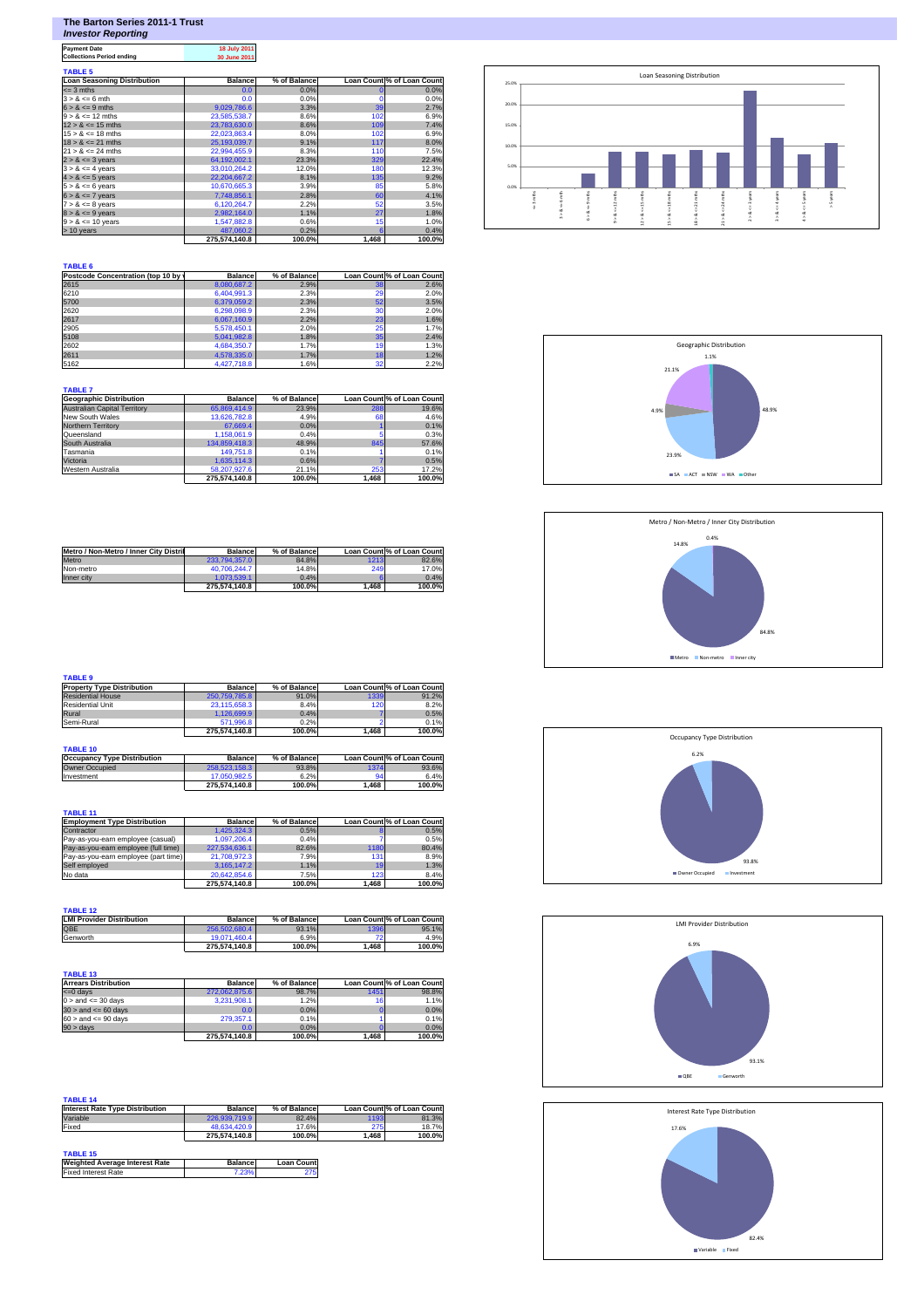# The Barton Series 2011-1 Trust

*Investor Reporting*

| | |
|---|---|
| **Payment Date** | 18 July 2011 |
| **Collections Period ending** | 30 June 2011 |

**TABLE 5**

| Loan Seasoning Distribution | Balance | % of Balance | Loan Count | % of Loan Count |
|---|---|---|---|---|
| <= 3 mths | 0.0 | 0.0% | 0 | 0.0% |
| 3 > & <= 6 mth | 0.0 | 0.0% | 0 | 0.0% |
| 6 > & <= 9 mths | 9,029,786.6 | 3.3% | 39 | 2.7% |
| 9 > & <= 12 mths | 23,585,538.7 | 8.6% | 102 | 6.9% |
| 12 > & <= 15 mths | 23,783,630.0 | 8.6% | 109 | 7.4% |
| 15 > & <= 18 mths | 22,023,863.4 | 8.0% | 102 | 6.9% |
| 18 > & <= 21 mths | 25,193,039.7 | 9.1% | 117 | 8.0% |
| 21 > & <= 24 mths | 22,994,455.9 | 8.3% | 110 | 7.5% |
| 2 > & <= 3 years | 64,192,002.1 | 23.3% | 329 | 22.4% |
| 3 > & <= 4 years | 33,010,264.2 | 12.0% | 180 | 12.3% |
| 4 > & <= 5 years | 22,204,667.2 | 8.1% | 135 | 9.2% |
| 5 > & <= 6 years | 10,670,665.3 | 3.9% | 85 | 5.8% |
| 6 > & <= 7 years | 7,748,856.1 | 2.8% | 60 | 4.1% |
| 7 > & <= 8 years | 6,120,264.7 | 2.2% | 52 | 3.5% |
| 8 > & <= 9 years | 2,982,164.0 | 1.1% | 27 | 1.8% |
| 9 > & <= 10 years | 1,547,882.8 | 0.6% | 15 | 1.0% |
| > 10 years | 487,060.2 | 0.2% | 6 | 0.4% |
| | 275,574,140.8 | 100.0% | 1,468 | 100.0% |

Loan Seasoning Distribution

25.0%
20.0%
15.0%
10.0%
5.0%
0.0%

<= 3 mths
3 > & <= 6 mth
6 > & <= 9 mths
9 > & <= 12 mths
12 > & <= 15 mths
15 > & <= 18 mths
18 > & <= 21 mths
21 > & <= 24 mths
2 > & <= 3 years
3 > & <= 4 years
4 > & <= 5 years
> 5 years

**TABLE 6**

| Postcode Concentration (top 10 by value) | Balance | % of Balance | Loan Count | % of Loan Count |
|---|---|---|---|---|
| 2615 | 8,080,687.2 | 2.9% | 38 | 2.6% |
| 6210 | 6,404,991.3 | 2.3% | 29 | 2.0% |
| 5700 | 6,379,059.2 | 2.3% | 52 | 3.5% |
| 2620 | 6,298,098.9 | 2.3% | 30 | 2.0% |
| 2617 | 6,067,160.9 | 2.2% | 23 | 1.6% |
| 2905 | 5,578,450.1 | 2.0% | 25 | 1.7% |
| 5108 | 5,041,982.8 | 1.8% | 35 | 2.4% |
| 2602 | 4,684,350.7 | 1.7% | 19 | 1.3% |
| 2611 | 4,578,335.0 | 1.7% | 18 | 1.2% |
| 5162 | 4,427,718.8 | 1.6% | 32 | 2.2% |

**TABLE 7**

| Geographic Distribution | Balance | % of Balance | Loan Count | % of Loan Count |
|---|---|---|---|---|
| Australian Capital Territory | 65,869,414.9 | 23.9% | 288 | 19.6% |
| New South Wales | 13,626,782.6 | 4.9% | 68 | 4.6% |
| Northern Territory | 67,669.4 | 0.0% | 1 | 0.1% |
| Queensland | 1,158,061.9 | 0.4% | 5 | 0.3% |
| South Australia | 134,859,418.3 | 48.9% | 845 | 57.6% |
| Tasmania | 149,751.8 | 0.1% | 1 | 0.1% |
| Victoria | 1,635,114.3 | 0.6% | 7 | 0.5% |
| Western Australia | 58,207,927.6 | 21.1% | 253 | 17.2% |
| | 275,574,140.8 | 100.0% | 1,468 | 100.0% |

Geographic Distribution

1.1%
21.1%
4.9%
48.9%
23.9%

SA ACT NSW WA Other

| Metro / Non-Metro / Inner City Distribution | Balance | % of Balance | Loan Count | % of Loan Count |
|---|---|---|---|---|
| Metro | 233,794,357.0 | 84.8% | 1213 | 82.6% |
| Non-metro | 40,706,244.7 | 14.8% | 249 | 17.0% |
| Inner city | 1,073,539.1 | 0.4% | 6 | 0.4% |
| | 275,574,140.8 | 100.0% | 1,468 | 100.0% |

Metro / Non-Metro / Inner City Distribution

0.4%
14.8%
84.8%

Metro Non-metro Inner city

**TABLE 9**

| Property Type Distribution | Balance | % of Balance | Loan Count | % of Loan Count |
|---|---|---|---|---|
| Residential House | 250,759,785.8 | 91.0% | 1339 | 91.2% |
| Residential Unit | 23,115,658.3 | 8.4% | 120 | 8.2% |
| Rural | 1,126,699.9 | 0.4% | 7 | 0.5% |
| Semi-Rural | 571,996.8 | 0.2% | 2 | 0.1% |
| | 275,574,140.8 | 100.0% | 1,468 | 100.0% |

**TABLE 10**

| Occupancy Type Distribution | Balance | % of Balance | Loan Count | % of Loan Count |
|---|---|---|---|---|
| Owner Occupied | 258,523,158.3 | 93.8% | 1374 | 93.6% |
| Investment | 17,050,982.5 | 6.2% | 94 | 6.4% |
| | 275,574,140.8 | 100.0% | 1,468 | 100.0% |

Occupancy Type Distribution

6.2%
93.8%

Owner Occupied Investment

**TABLE 11**

| Employment Type Distribution | Balance | % of Balance | Loan Count | % of Loan Count |
|---|---|---|---|---|
| Contractor | 1,425,324.3 | 0.5% | 8 | 0.5% |
| Pay-as-you-earn employee (casual) | 1,097,206.4 | 0.4% | 7 | 0.5% |
| Pay-as-you-earn employee (full time) | 227,534,636.1 | 82.6% | 1180 | 80.4% |
| Pay-as-you-earn employee (part time) | 21,708,972.3 | 7.9% | 131 | 8.9% |
| Self employed | 3,165,147.2 | 1.1% | 19 | 1.3% |
| No data | 20,642,854.6 | 7.5% | 123 | 8.4% |
| | 275,574,140.8 | 100.0% | 1,468 | 100.0% |

**TABLE 12**

| LMI Provider Distribution | Balance | % of Balance | Loan Count | % of Loan Count |
|---|---|---|---|---|
| QBE | 256,502,680.4 | 93.1% | 1396 | 95.1% |
| Genworth | 19,071,460.4 | 6.9% | 72 | 4.9% |
| | 275,574,140.8 | 100.0% | 1,468 | 100.0% |

LMI Provider Distribution

6.9%
93.1%

QBE Genworth

**TABLE 13**

| Arrears Distribution | Balance | % of Balance | Loan Count | % of Loan Count |
|---|---|---|---|---|
| <=0 days | 272,062,875.6 | 98.7% | 1451 | 98.8% |
| 0 > and <= 30 days | 3,231,908.1 | 1.2% | 16 | 1.1% |
| 30 > and <= 60 days | 0.0 | 0.0% | 0 | 0.0% |
| 60 > and <= 90 days | 279,357.1 | 0.1% | 1 | 0.1% |
| 90 > days | 0.0 | 0.0% | 0 | 0.0% |
| | 275,574,140.8 | 100.0% | 1,468 | 100.0% |

**TABLE 14**

| Interest Rate Type Distribution | Balance | % of Balance | Loan Count | % of Loan Count |
|---|---|---|---|---|
| Variable | 226,939,719.9 | 82.4% | 1193 | 81.3% |
| Fixed | 48,634,420.9 | 17.6% | 275 | 18.7% |
| | 275,574,140.8 | 100.0% | 1,468 | 100.0% |

**TABLE 15**

| Weighted Average Interest Rate | Balance | Loan Count |
|---|---|---|
| Fixed Interest Rate | 7.23% | 275 |

Interest Rate Type Distribution

17.6%
82.4%

Variable Fixed